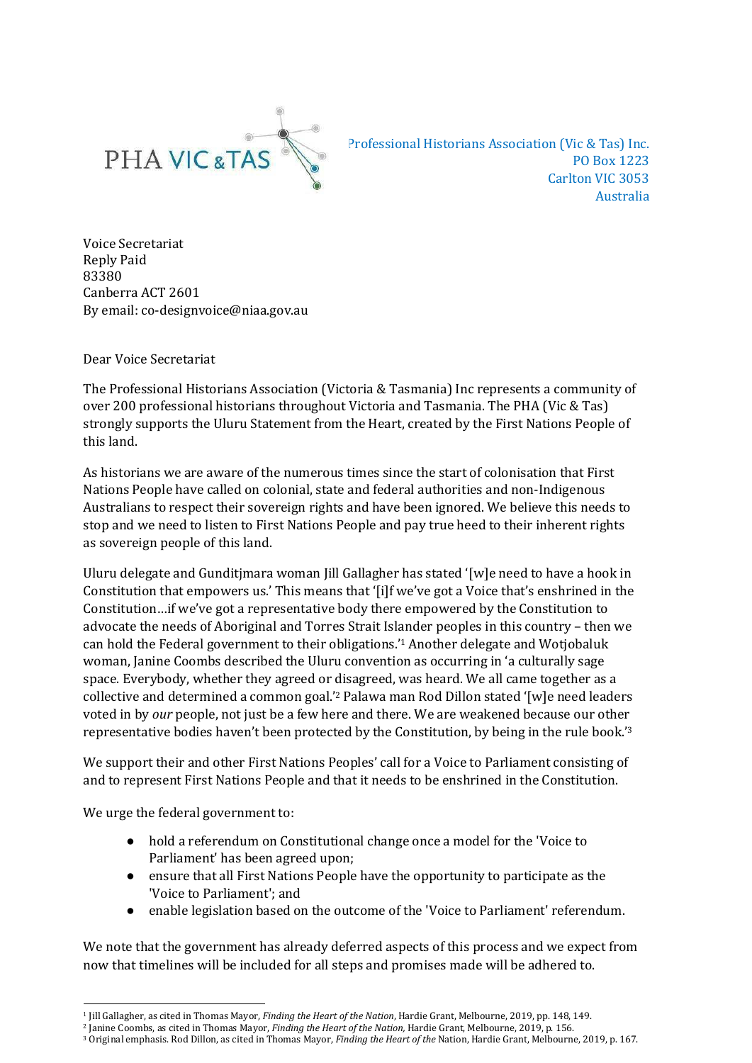PHA VIC & TAS

Professional Historians Association (Vic & Tas) Inc.
PO Box 1223
Carlton VIC 3053
Australia

Voice Secretariat
Reply Paid
83380
Canberra ACT 2601
By email: co-designvoice@niaa.gov.au

Dear Voice Secretariat

The Professional Historians Association (Victoria & Tasmania) Inc represents a community of over 200 professional historians throughout Victoria and Tasmania. The PHA (Vic & Tas) strongly supports the Uluru Statement from the Heart, created by the First Nations People of this land.

As historians we are aware of the numerous times since the start of colonisation that First Nations People have called on colonial, state and federal authorities and non-Indigenous Australians to respect their sovereign rights and have been ignored. We believe this needs to stop and we need to listen to First Nations People and pay true heed to their inherent rights as sovereign people of this land.

Uluru delegate and Gunditjmara woman Jill Gallagher has stated '[w]e need to have a hook in Constitution that empowers us.' This means that '[i]f we've got a Voice that's enshrined in the Constitution…if we've got a representative body there empowered by the Constitution to advocate the needs of Aboriginal and Torres Strait Islander peoples in this country – then we can hold the Federal government to their obligations.'[1] Another delegate and Wotjobaluk woman, Janine Coombs described the Uluru convention as occurring in 'a culturally sage space. Everybody, whether they agreed or disagreed, was heard. We all came together as a collective and determined a common goal.'[2] Palawa man Rod Dillon stated '[w]e need leaders voted in by *our* people, not just be a few here and there. We are weakened because our other representative bodies haven't been protected by the Constitution, by being in the rule book.'[3]

We support their and other First Nations Peoples' call for a Voice to Parliament consisting of and to represent First Nations People and that it needs to be enshrined in the Constitution.

We urge the federal government to:

- hold a referendum on Constitutional change once a model for the 'Voice to Parliament' has been agreed upon;
- ensure that all First Nations People have the opportunity to participate as the 'Voice to Parliament'; and
- enable legislation based on the outcome of the 'Voice to Parliament' referendum.

We note that the government has already deferred aspects of this process and we expect from now that timelines will be included for all steps and promises made will be adhered to.

---

[1] Jill Gallagher, as cited in Thomas Mayor, *Finding the Heart of the Nation*, Hardie Grant, Melbourne, 2019, pp. 148, 149.

[2] Janine Coombs, as cited in Thomas Mayor, *Finding the Heart of the Nation*, Hardie Grant, Melbourne, 2019, p. 156.

[3] Original emphasis. Rod Dillon, as cited in Thomas Mayor, *Finding the Heart of the* Nation, Hardie Grant, Melbourne, 2019, p. 167.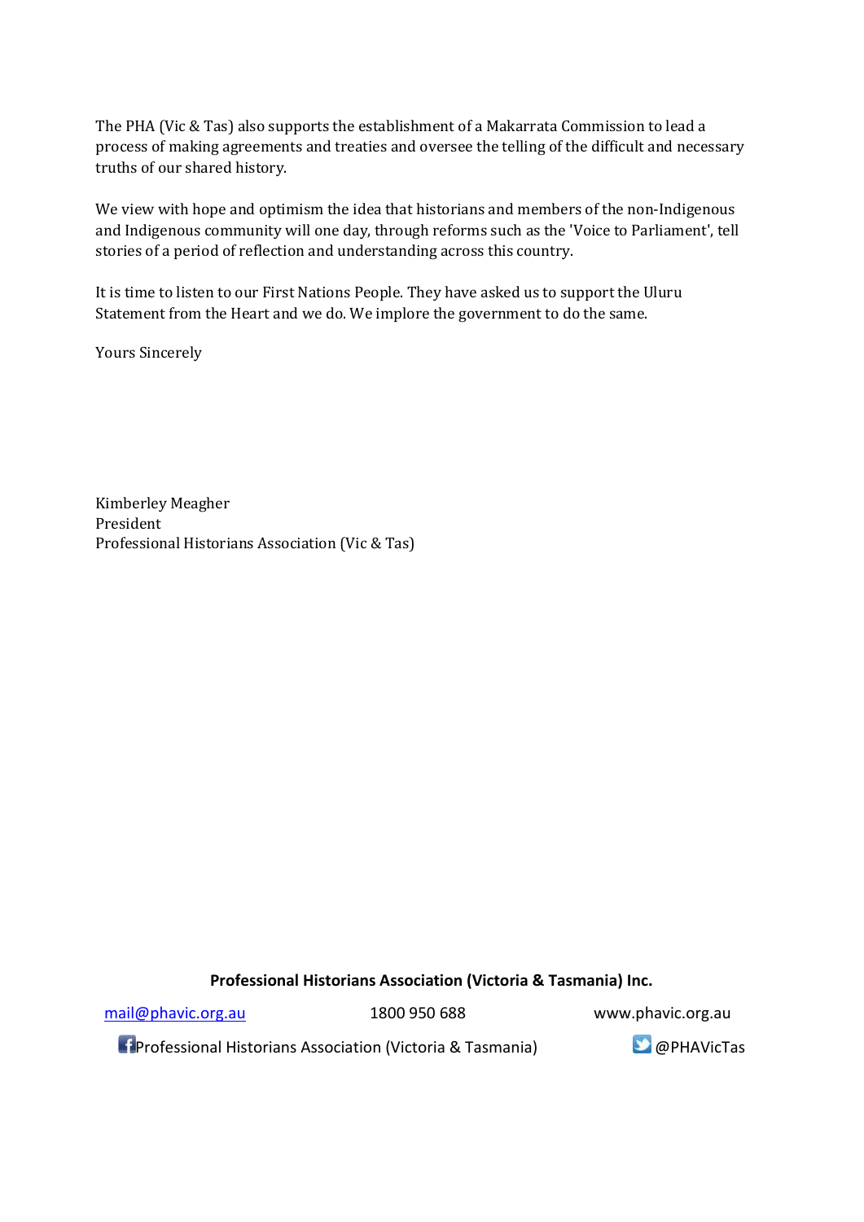The PHA (Vic & Tas) also supports the establishment of a Makarrata Commission to lead a process of making agreements and treaties and oversee the telling of the difficult and necessary truths of our shared history.

We view with hope and optimism the idea that historians and members of the non-Indigenous and Indigenous community will one day, through reforms such as the 'Voice to Parliament', tell stories of a period of reflection and understanding across this country.

It is time to listen to our First Nations People. They have asked us to support the Uluru Statement from the Heart and we do. We implore the government to do the same.

Yours Sincerely

Kimberley Meagher
President
Professional Historians Association (Vic & Tas)

**Professional Historians Association (Victoria & Tasmania) Inc.**

mail@phavic.org.au 1800 950 688 www.phavic.org.au

Professional Historians Association (Victoria & Tasmania) @PHAVicTas